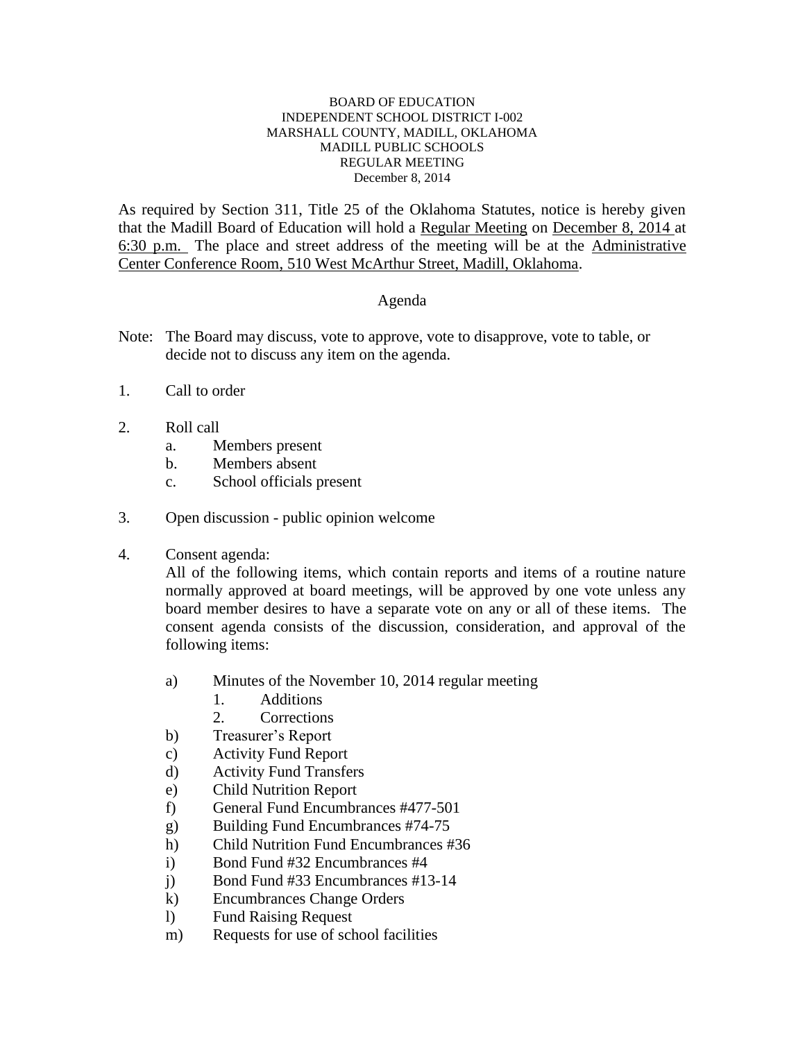BOARD OF EDUCATION
INDEPENDENT SCHOOL DISTRICT I-002
MARSHALL COUNTY, MADILL, OKLAHOMA
MADILL PUBLIC SCHOOLS
REGULAR MEETING
December 8, 2014

As required by Section 311, Title 25 of the Oklahoma Statutes, notice is hereby given that the Madill Board of Education will hold a Regular Meeting on December 8, 2014 at 6:30 p.m. The place and street address of the meeting will be at the Administrative Center Conference Room, 510 West McArthur Street, Madill, Oklahoma.

## Agenda

Note: The Board may discuss, vote to approve, vote to disapprove, vote to table, or decide not to discuss any item on the agenda.

1. Call to order

2. Roll call
   a. Members present
   b. Members absent
   c. School officials present

3. Open discussion - public opinion welcome

4. Consent agenda:
   All of the following items, which contain reports and items of a routine nature normally approved at board meetings, will be approved by one vote unless any board member desires to have a separate vote on any or all of these items. The consent agenda consists of the discussion, consideration, and approval of the following items:

   a) Minutes of the November 10, 2014 regular meeting
      1. Additions
      2. Corrections
   b) Treasurer's Report
   c) Activity Fund Report
   d) Activity Fund Transfers
   e) Child Nutrition Report
   f) General Fund Encumbrances #477-501
   g) Building Fund Encumbrances #74-75
   h) Child Nutrition Fund Encumbrances #36
   i) Bond Fund #32 Encumbrances #4
   j) Bond Fund #33 Encumbrances #13-14
   k) Encumbrances Change Orders
   l) Fund Raising Request
   m) Requests for use of school facilities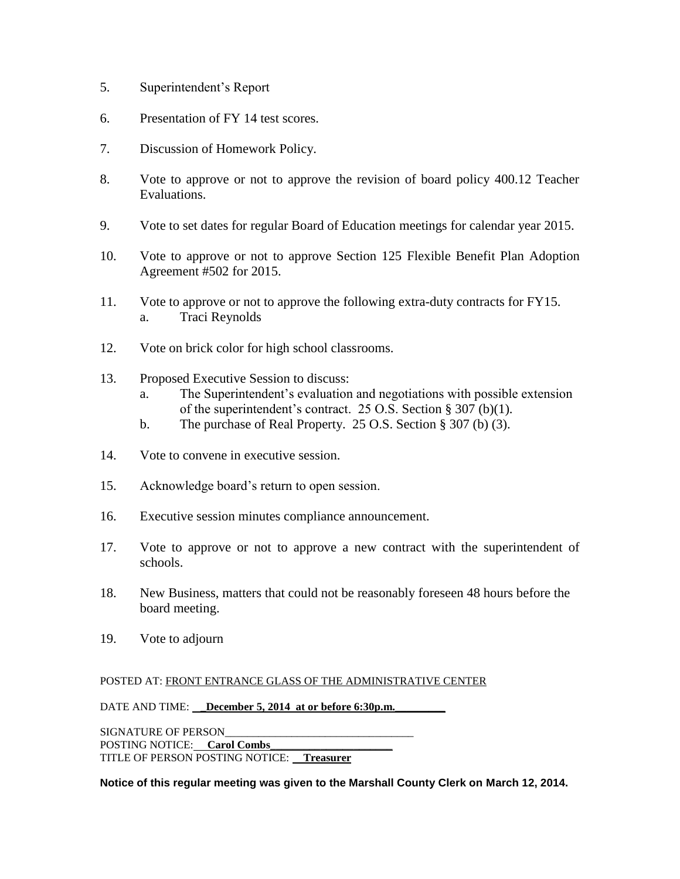5. Superintendent's Report

6. Presentation of FY 14 test scores.

7. Discussion of Homework Policy.

8. Vote to approve or not to approve the revision of board policy 400.12 Teacher Evaluations.

9. Vote to set dates for regular Board of Education meetings for calendar year 2015.

10. Vote to approve or not to approve Section 125 Flexible Benefit Plan Adoption Agreement #502 for 2015.

11. Vote to approve or not to approve the following extra-duty contracts for FY15.
    a. Traci Reynolds

12. Vote on brick color for high school classrooms.

13. Proposed Executive Session to discuss:
    a. The Superintendent's evaluation and negotiations with possible extension of the superintendent's contract. 25 O.S. Section § 307 (b)(1).
    b. The purchase of Real Property. 25 O.S. Section § 307 (b) (3).

14. Vote to convene in executive session.

15. Acknowledge board's return to open session.

16. Executive session minutes compliance announcement.

17. Vote to approve or not to approve a new contract with the superintendent of schools.

18. New Business, matters that could not be reasonably foreseen 48 hours before the board meeting.

19. Vote to adjourn

POSTED AT: FRONT ENTRANCE GLASS OF THE ADMINISTRATIVE CENTER

DATE AND TIME: **December 5, 2014 at or before 6:30p.m.**

SIGNATURE OF PERSON\_\_\_\_\_\_\_\_\_\_\_\_\_\_\_\_\_\_\_\_\_\_\_\_\_\_\_\_\_\_\_\_\_\_
POSTING NOTICE: **Carol Combs**
TITLE OF PERSON POSTING NOTICE: **Treasurer**

**Notice of this regular meeting was given to the Marshall County Clerk on March 12, 2014.**